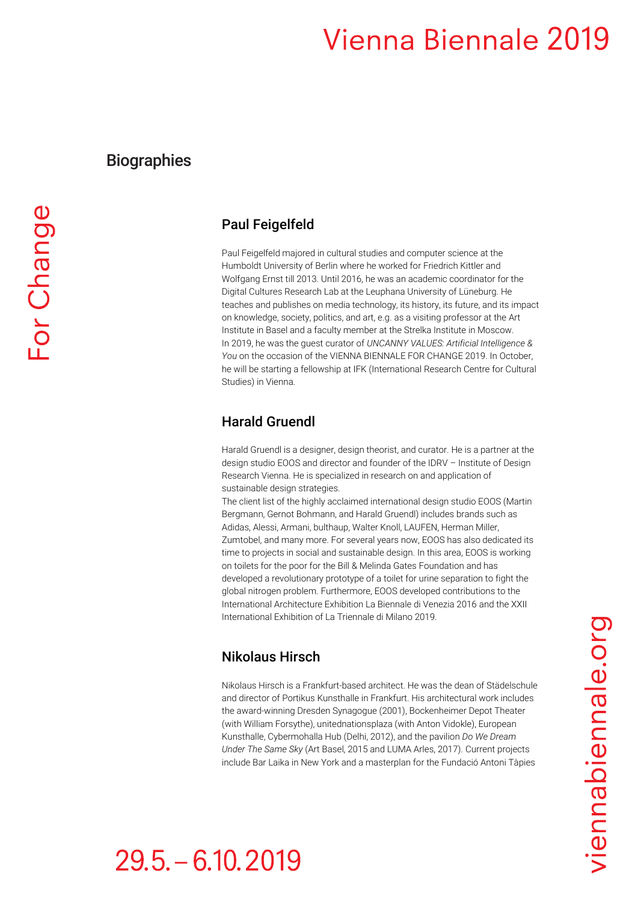# Biographies

## Paul Feigelfeld

Paul Feigelfeld majored in cultural studies and computer science at the Humboldt University of Berlin where he worked for Friedrich Kittler and Wolfgang Ernst till 2013. Until 2016, he was an academic coordinator for the Digital Cultures Research Lab at the Leuphana University of Lüneburg. He teaches and publishes on media technology, its history, its future, and its impact on knowledge, society, politics, and art, e.g. as a visiting professor at the Art Institute in Basel and a faculty member at the Strelka Institute in Moscow. In 2019, he was the guest curator of *UNCANNY VALUES: Artificial Intelligence & You* on the occasion of the VIENNA BIENNALE FOR CHANGE 2019. In October, he will be starting a fellowship at IFK (International Research Centre for Cultural Studies) in Vienna.

## Harald Gruendl

Harald Gruendl is a designer, design theorist, and curator. He is a partner at the design studio EOOS and director and founder of the IDRV – Institute of Design Research Vienna. He is specialized in research on and application of sustainable design strategies.
The client list of the highly acclaimed international design studio EOOS (Martin Bergmann, Gernot Bohmann, and Harald Gruendl) includes brands such as Adidas, Alessi, Armani, bulthaup, Walter Knoll, LAUFEN, Herman Miller, Zumtobel, and many more. For several years now, EOOS has also dedicated its time to projects in social and sustainable design. In this area, EOOS is working on toilets for the poor for the Bill & Melinda Gates Foundation and has developed a revolutionary prototype of a toilet for urine separation to fight the global nitrogen problem. Furthermore, EOOS developed contributions to the International Architecture Exhibition La Biennale di Venezia 2016 and the XXII International Exhibition of La Triennale di Milano 2019.

## Nikolaus Hirsch

Nikolaus Hirsch is a Frankfurt-based architect. He was the dean of Städelschule and director of Portikus Kunsthalle in Frankfurt. His architectural work includes the award-winning Dresden Synagogue (2001), Bockenheimer Depot Theater (with William Forsythe), unitednationsplaza (with Anton Vidokle), European Kunsthalle, Cybermohalla Hub (Delhi, 2012), and the pavilion *Do We Dream Under The Same Sky* (Art Basel, 2015 and LUMA Arles, 2017). Current projects include Bar Laika in New York and a masterplan for the Fundació Antoni Tàpies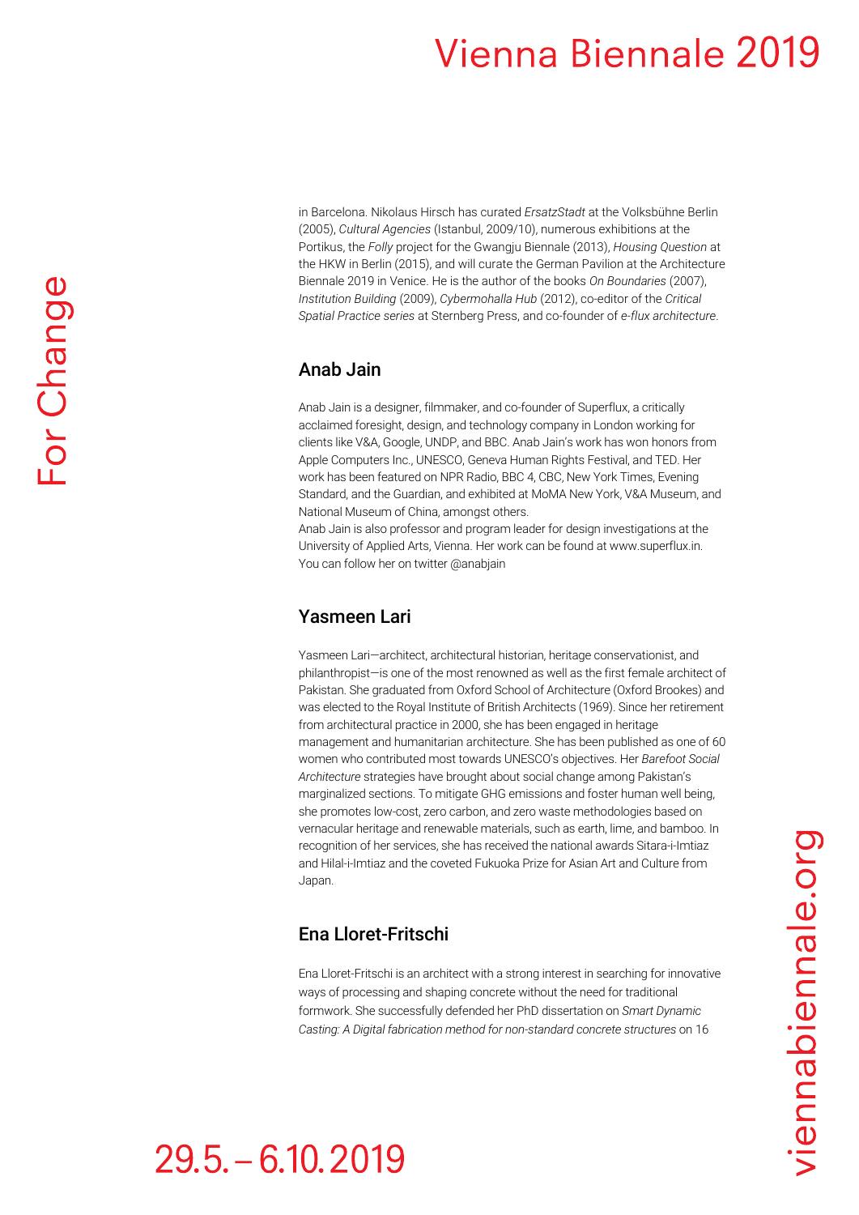in Barcelona. Nikolaus Hirsch has curated *ErsatzStadt* at the Volksbühne Berlin (2005), *Cultural Agencies* (Istanbul, 2009/10), numerous exhibitions at the Portikus, the *Folly* project for the Gwangju Biennale (2013), *Housing Question* at the HKW in Berlin (2015), and will curate the German Pavilion at the Architecture Biennale 2019 in Venice. He is the author of the books *On Boundaries* (2007), *Institution Building* (2009), *Cybermohalla Hub* (2012), co-editor of the *Critical Spatial Practice series* at Sternberg Press, and co-founder of *e-flux architecture*.

## Anab Jain

Anab Jain is a designer, filmmaker, and co-founder of Superflux, a critically acclaimed foresight, design, and technology company in London working for clients like V&A, Google, UNDP, and BBC. Anab Jain's work has won honors from Apple Computers Inc., UNESCO, Geneva Human Rights Festival, and TED. Her work has been featured on NPR Radio, BBC 4, CBC, New York Times, Evening Standard, and the Guardian, and exhibited at MoMA New York, V&A Museum, and National Museum of China, amongst others.
Anab Jain is also professor and program leader for design investigations at the University of Applied Arts, Vienna. Her work can be found at www.superflux.in. You can follow her on twitter @anabjain

## Yasmeen Lari

Yasmeen Lari—architect, architectural historian, heritage conservationist, and philanthropist—is one of the most renowned as well as the first female architect of Pakistan. She graduated from Oxford School of Architecture (Oxford Brookes) and was elected to the Royal Institute of British Architects (1969). Since her retirement from architectural practice in 2000, she has been engaged in heritage management and humanitarian architecture. She has been published as one of 60 women who contributed most towards UNESCO's objectives. Her *Barefoot Social Architecture* strategies have brought about social change among Pakistan's marginalized sections. To mitigate GHG emissions and foster human well being, she promotes low-cost, zero carbon, and zero waste methodologies based on vernacular heritage and renewable materials, such as earth, lime, and bamboo. In recognition of her services, she has received the national awards Sitara-i-Imtiaz and Hilal-i-Imtiaz and the coveted Fukuoka Prize for Asian Art and Culture from Japan.

## Ena Lloret-Fritschi

Ena Lloret-Fritschi is an architect with a strong interest in searching for innovative ways of processing and shaping concrete without the need for traditional formwork. She successfully defended her PhD dissertation on *Smart Dynamic Casting: A Digital fabrication method for non-standard concrete structures* on 16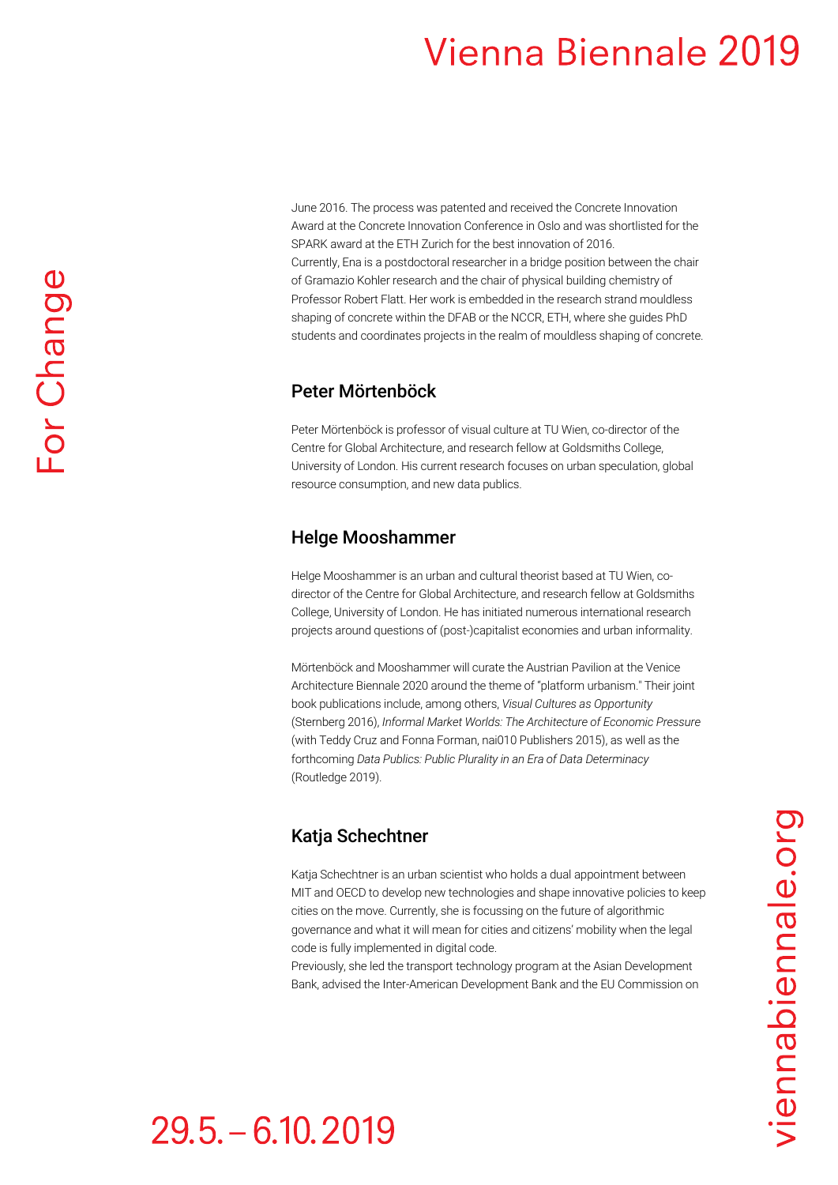June 2016. The process was patented and received the Concrete Innovation Award at the Concrete Innovation Conference in Oslo and was shortlisted for the SPARK award at the ETH Zurich for the best innovation of 2016.
Currently, Ena is a postdoctoral researcher in a bridge position between the chair of Gramazio Kohler research and the chair of physical building chemistry of Professor Robert Flatt. Her work is embedded in the research strand mouldless shaping of concrete within the DFAB or the NCCR, ETH, where she guides PhD students and coordinates projects in the realm of mouldless shaping of concrete.

### Peter Mörtenböck

Peter Mörtenböck is professor of visual culture at TU Wien, co-director of the Centre for Global Architecture, and research fellow at Goldsmiths College, University of London. His current research focuses on urban speculation, global resource consumption, and new data publics.

### Helge Mooshammer

Helge Mooshammer is an urban and cultural theorist based at TU Wien, co-director of the Centre for Global Architecture, and research fellow at Goldsmiths College, University of London. He has initiated numerous international research projects around questions of (post-)capitalist economies and urban informality.

Mörtenböck and Mooshammer will curate the Austrian Pavilion at the Venice Architecture Biennale 2020 around the theme of "platform urbanism." Their joint book publications include, among others, *Visual Cultures as Opportunity* (Sternberg 2016), *Informal Market Worlds: The Architecture of Economic Pressure* (with Teddy Cruz and Fonna Forman, nai010 Publishers 2015), as well as the forthcoming *Data Publics: Public Plurality in an Era of Data Determinacy* (Routledge 2019).

### Katja Schechtner

Katja Schechtner is an urban scientist who holds a dual appointment between MIT and OECD to develop new technologies and shape innovative policies to keep cities on the move. Currently, she is focussing on the future of algorithmic governance and what it will mean for cities and citizens' mobility when the legal code is fully implemented in digital code.
Previously, she led the transport technology program at the Asian Development Bank, advised the Inter-American Development Bank and the EU Commission on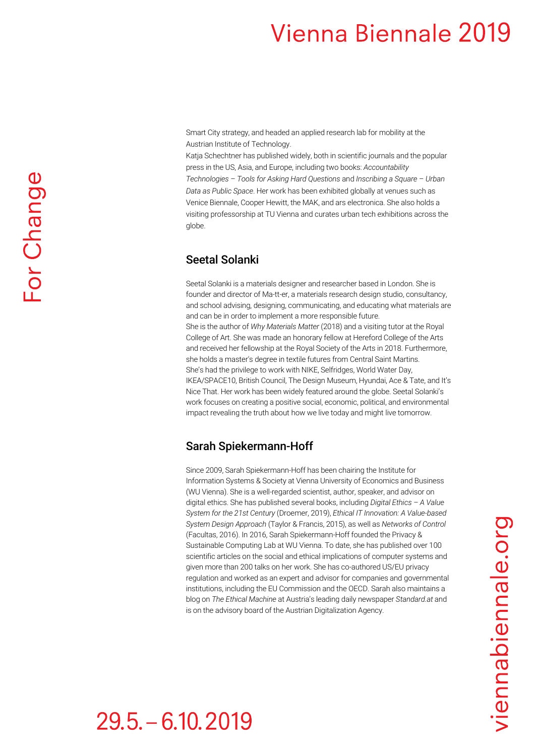Smart City strategy, and headed an applied research lab for mobility at the Austrian Institute of Technology.
Katja Schechtner has published widely, both in scientific journals and the popular press in the US, Asia, and Europe, including two books: *Accountability Technologies – Tools for Asking Hard Questions* and *Inscribing a Square – Urban Data as Public Space*. Her work has been exhibited globally at venues such as Venice Biennale, Cooper Hewitt, the MAK, and ars electronica. She also holds a visiting professorship at TU Vienna and curates urban tech exhibitions across the globe.

## Seetal Solanki

Seetal Solanki is a materials designer and researcher based in London. She is founder and director of Ma-tt-er, a materials research design studio, consultancy, and school advising, designing, communicating, and educating what materials are and can be in order to implement a more responsible future.
She is the author of *Why Materials Matter* (2018) and a visiting tutor at the Royal College of Art. She was made an honorary fellow at Hereford College of the Arts and received her fellowship at the Royal Society of the Arts in 2018. Furthermore, she holds a master's degree in textile futures from Central Saint Martins.
She's had the privilege to work with NIKE, Selfridges, World Water Day, IKEA/SPACE10, British Council, The Design Museum, Hyundai, Ace & Tate, and It's Nice That. Her work has been widely featured around the globe. Seetal Solanki's work focuses on creating a positive social, economic, political, and environmental impact revealing the truth about how we live today and might live tomorrow.

## Sarah Spiekermann-Hoff

Since 2009, Sarah Spiekermann-Hoff has been chairing the Institute for Information Systems & Society at Vienna University of Economics and Business (WU Vienna). She is a well-regarded scientist, author, speaker, and advisor on digital ethics. She has published several books, including *Digital Ethics – A Value System for the 21st Century* (Droemer, 2019), *Ethical IT Innovation: A Value-based System Design Approach* (Taylor & Francis, 2015), as well as *Networks of Control* (Facultas, 2016). In 2016, Sarah Spiekermann-Hoff founded the Privacy & Sustainable Computing Lab at WU Vienna. To date, she has published over 100 scientific articles on the social and ethical implications of computer systems and given more than 200 talks on her work. She has co-authored US/EU privacy regulation and worked as an expert and advisor for companies and governmental institutions, including the EU Commission and the OECD. Sarah also maintains a blog on *The Ethical Machine* at Austria's leading daily newspaper *Standard.at* and is on the advisory board of the Austrian Digitalization Agency.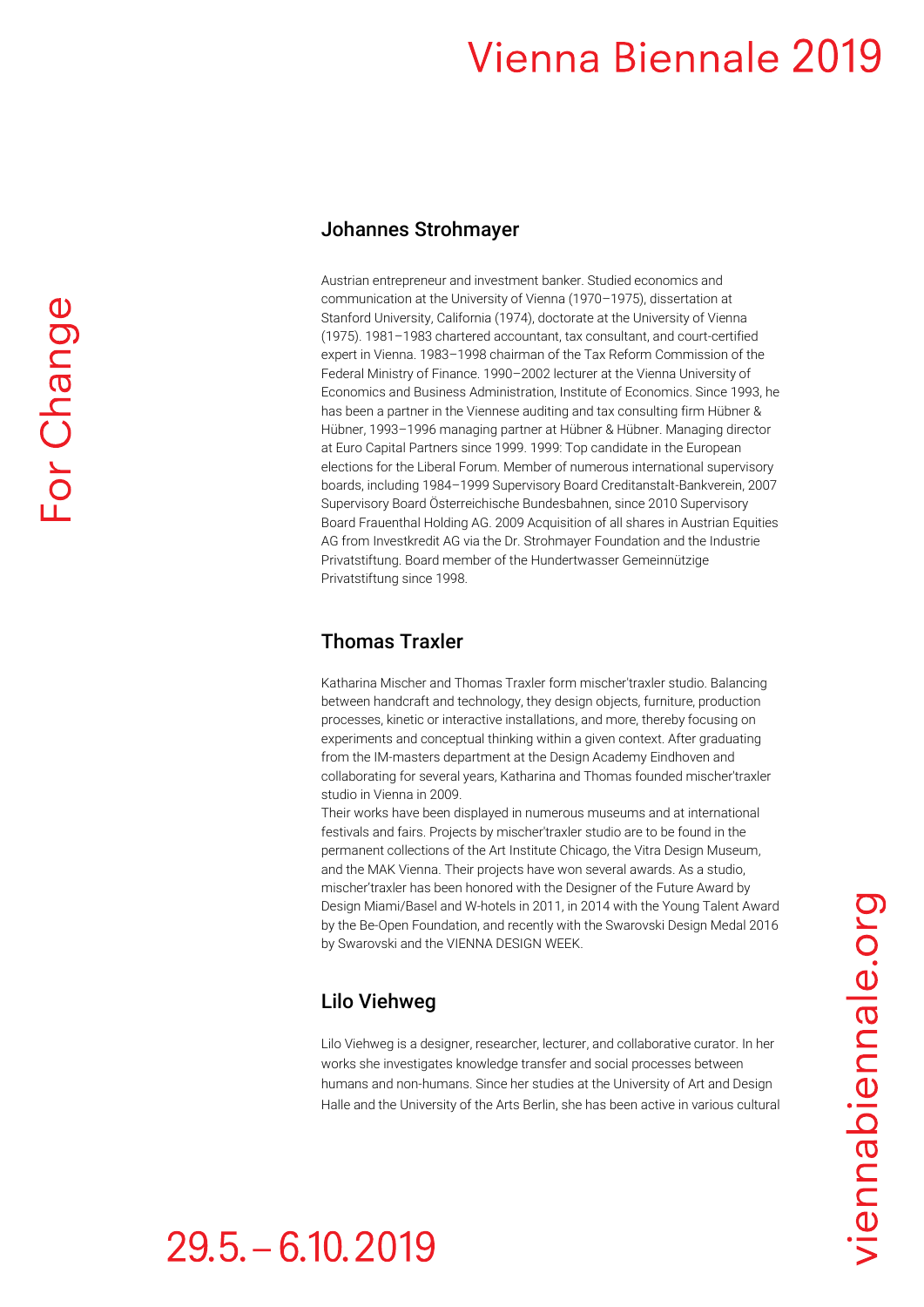## Johannes Strohmayer

Austrian entrepreneur and investment banker. Studied economics and communication at the University of Vienna (1970–1975), dissertation at Stanford University, California (1974), doctorate at the University of Vienna (1975). 1981–1983 chartered accountant, tax consultant, and court-certified expert in Vienna. 1983–1998 chairman of the Tax Reform Commission of the Federal Ministry of Finance. 1990–2002 lecturer at the Vienna University of Economics and Business Administration, Institute of Economics. Since 1993, he has been a partner in the Viennese auditing and tax consulting firm Hübner & Hübner, 1993–1996 managing partner at Hübner & Hübner. Managing director at Euro Capital Partners since 1999. 1999: Top candidate in the European elections for the Liberal Forum. Member of numerous international supervisory boards, including 1984–1999 Supervisory Board Creditanstalt-Bankverein, 2007 Supervisory Board Österreichische Bundesbahnen, since 2010 Supervisory Board Frauenthal Holding AG. 2009 Acquisition of all shares in Austrian Equities AG from Investkredit AG via the Dr. Strohmayer Foundation and the Industrie Privatstiftung. Board member of the Hundertwasser Gemeinnützige Privatstiftung since 1998.

## Thomas Traxler

Katharina Mischer and Thomas Traxler form mischer'traxler studio. Balancing between handcraft and technology, they design objects, furniture, production processes, kinetic or interactive installations, and more, thereby focusing on experiments and conceptual thinking within a given context. After graduating from the IM-masters department at the Design Academy Eindhoven and collaborating for several years, Katharina and Thomas founded mischer'traxler studio in Vienna in 2009.
Their works have been displayed in numerous museums and at international festivals and fairs. Projects by mischer'traxler studio are to be found in the permanent collections of the Art Institute Chicago, the Vitra Design Museum, and the MAK Vienna. Their projects have won several awards. As a studio, mischer'traxler has been honored with the Designer of the Future Award by Design Miami/Basel and W-hotels in 2011, in 2014 with the Young Talent Award by the Be-Open Foundation, and recently with the Swarovski Design Medal 2016 by Swarovski and the VIENNA DESIGN WEEK.

## Lilo Viehweg

Lilo Viehweg is a designer, researcher, lecturer, and collaborative curator. In her works she investigates knowledge transfer and social processes between humans and non-humans. Since her studies at the University of Art and Design Halle and the University of the Arts Berlin, she has been active in various cultural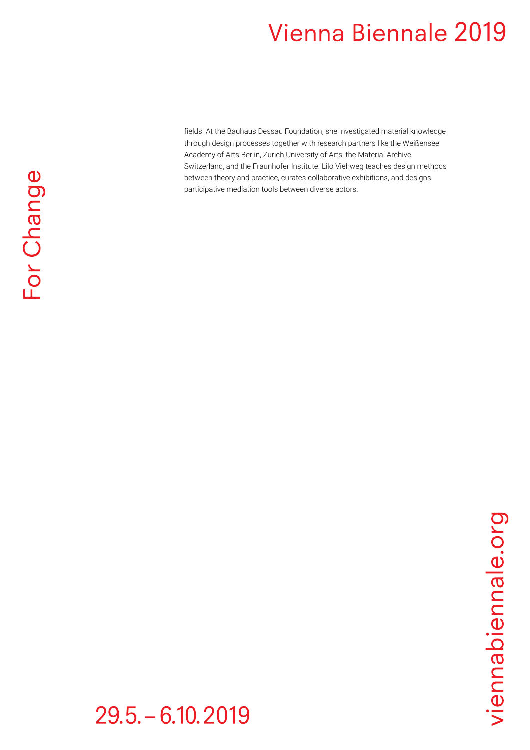fields. At the Bauhaus Dessau Foundation, she investigated material knowledge through design processes together with research partners like the Weißensee Academy of Arts Berlin, Zurich University of Arts, the Material Archive Switzerland, and the Fraunhofer Institute. Lilo Viehweg teaches design methods between theory and practice, curates collaborative exhibitions, and designs participative mediation tools between diverse actors.